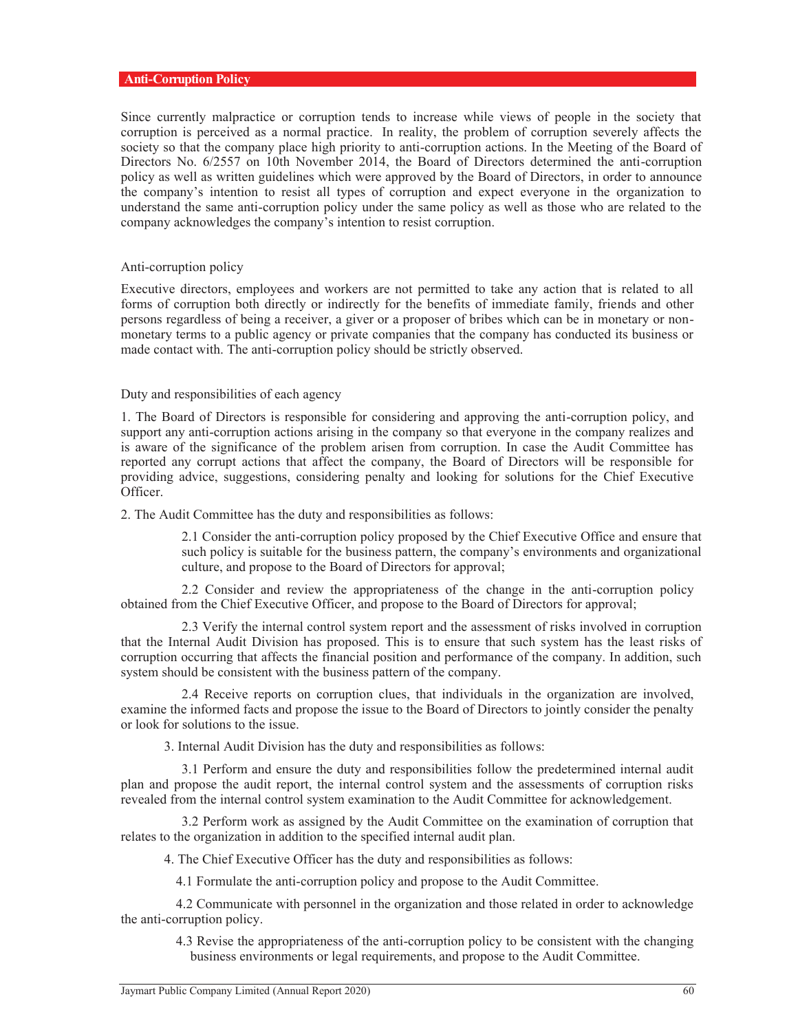## Anti-Corruption Policy

Since currently malpractice or corruption tends to increase while views of people in the society that corruption is perceived as a normal practice. In reality, the problem of corruption severely affects the society so that the company place high priority to anti-corruption actions. In the Meeting of the Board of Directors No. 6/2557 on 10th November 2014, the Board of Directors determined the anti-corruption policy as well as written guidelines which were approved by the Board of Directors, in order to announce the company's intention to resist all types of corruption and expect everyone in the organization to understand the same anti-corruption policy under the same policy as well as those who are related to the company acknowledges the company's intention to resist corruption.

### Anti-corruption policy

Executive directors, employees and workers are not permitted to take any action that is related to all forms of corruption both directly or indirectly for the benefits of immediate family, friends and other persons regardless of being a receiver, a giver or a proposer of bribes which can be in monetary or non-monetary terms to a public agency or private companies that the company has conducted its business or made contact with. The anti-corruption policy should be strictly observed.

### Duty and responsibilities of each agency

1. The Board of Directors is responsible for considering and approving the anti-corruption policy, and support any anti-corruption actions arising in the company so that everyone in the company realizes and is aware of the significance of the problem arisen from corruption. In case the Audit Committee has reported any corrupt actions that affect the company, the Board of Directors will be responsible for providing advice, suggestions, considering penalty and looking for solutions for the Chief Executive Officer.

2. The Audit Committee has the duty and responsibilities as follows:

2.1 Consider the anti-corruption policy proposed by the Chief Executive Office and ensure that such policy is suitable for the business pattern, the company's environments and organizational culture, and propose to the Board of Directors for approval;

2.2 Consider and review the appropriateness of the change in the anti-corruption policy obtained from the Chief Executive Officer, and propose to the Board of Directors for approval;

2.3 Verify the internal control system report and the assessment of risks involved in corruption that the Internal Audit Division has proposed. This is to ensure that such system has the least risks of corruption occurring that affects the financial position and performance of the company. In addition, such system should be consistent with the business pattern of the company.

2.4 Receive reports on corruption clues, that individuals in the organization are involved, examine the informed facts and propose the issue to the Board of Directors to jointly consider the penalty or look for solutions to the issue.

3. Internal Audit Division has the duty and responsibilities as follows:

3.1 Perform and ensure the duty and responsibilities follow the predetermined internal audit plan and propose the audit report, the internal control system and the assessments of corruption risks revealed from the internal control system examination to the Audit Committee for acknowledgement.

3.2 Perform work as assigned by the Audit Committee on the examination of corruption that relates to the organization in addition to the specified internal audit plan.

4. The Chief Executive Officer has the duty and responsibilities as follows:

4.1 Formulate the anti-corruption policy and propose to the Audit Committee.

4.2 Communicate with personnel in the organization and those related in order to acknowledge the anti-corruption policy.

4.3 Revise the appropriateness of the anti-corruption policy to be consistent with the changing business environments or legal requirements, and propose to the Audit Committee.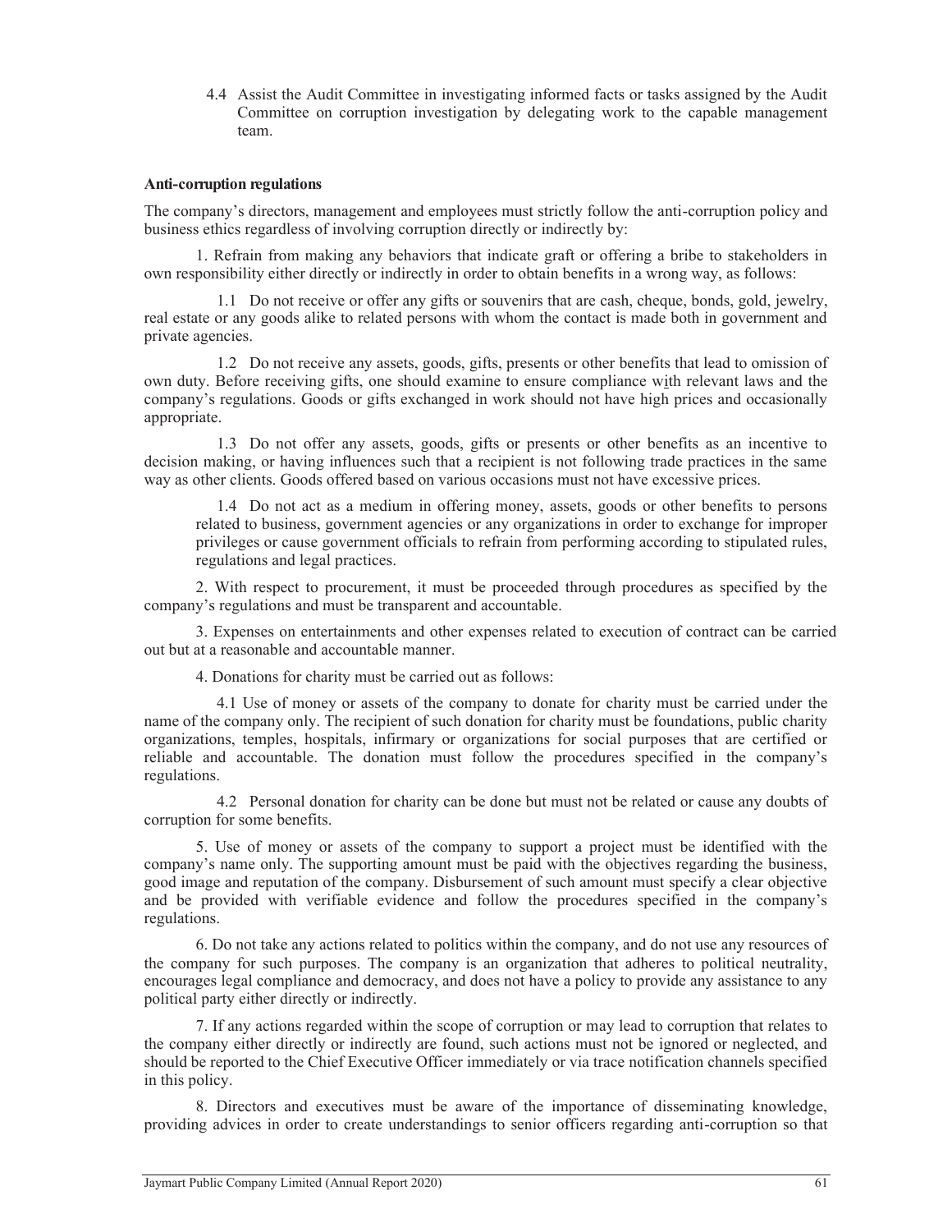4.4 Assist the Audit Committee in investigating informed facts or tasks assigned by the Audit Committee on corruption investigation by delegating work to the capable management team.

**Anti-corruption regulations**

The company's directors, management and employees must strictly follow the anti-corruption policy and business ethics regardless of involving corruption directly or indirectly by:

1. Refrain from making any behaviors that indicate graft or offering a bribe to stakeholders in own responsibility either directly or indirectly in order to obtain benefits in a wrong way, as follows:

1.1 Do not receive or offer any gifts or souvenirs that are cash, cheque, bonds, gold, jewelry, real estate or any goods alike to related persons with whom the contact is made both in government and private agencies.

1.2 Do not receive any assets, goods, gifts, presents or other benefits that lead to omission of own duty. Before receiving gifts, one should examine to ensure compliance with relevant laws and the company's regulations. Goods or gifts exchanged in work should not have high prices and occasionally appropriate.

1.3 Do not offer any assets, goods, gifts or presents or other benefits as an incentive to decision making, or having influences such that a recipient is not following trade practices in the same way as other clients. Goods offered based on various occasions must not have excessive prices.

1.4 Do not act as a medium in offering money, assets, goods or other benefits to persons related to business, government agencies or any organizations in order to exchange for improper privileges or cause government officials to refrain from performing according to stipulated rules, regulations and legal practices.

2. With respect to procurement, it must be proceeded through procedures as specified by the company's regulations and must be transparent and accountable.

3. Expenses on entertainments and other expenses related to execution of contract can be carried out but at a reasonable and accountable manner.

4. Donations for charity must be carried out as follows:

4.1 Use of money or assets of the company to donate for charity must be carried under the name of the company only. The recipient of such donation for charity must be foundations, public charity organizations, temples, hospitals, infirmary or organizations for social purposes that are certified or reliable and accountable. The donation must follow the procedures specified in the company's regulations.

4.2 Personal donation for charity can be done but must not be related or cause any doubts of corruption for some benefits.

5. Use of money or assets of the company to support a project must be identified with the company's name only. The supporting amount must be paid with the objectives regarding the business, good image and reputation of the company. Disbursement of such amount must specify a clear objective and be provided with verifiable evidence and follow the procedures specified in the company's regulations.

6. Do not take any actions related to politics within the company, and do not use any resources of the company for such purposes. The company is an organization that adheres to political neutrality, encourages legal compliance and democracy, and does not have a policy to provide any assistance to any political party either directly or indirectly.

7. If any actions regarded within the scope of corruption or may lead to corruption that relates to the company either directly or indirectly are found, such actions must not be ignored or neglected, and should be reported to the Chief Executive Officer immediately or via trace notification channels specified in this policy.

8. Directors and executives must be aware of the importance of disseminating knowledge, providing advices in order to create understandings to senior officers regarding anti-corruption so that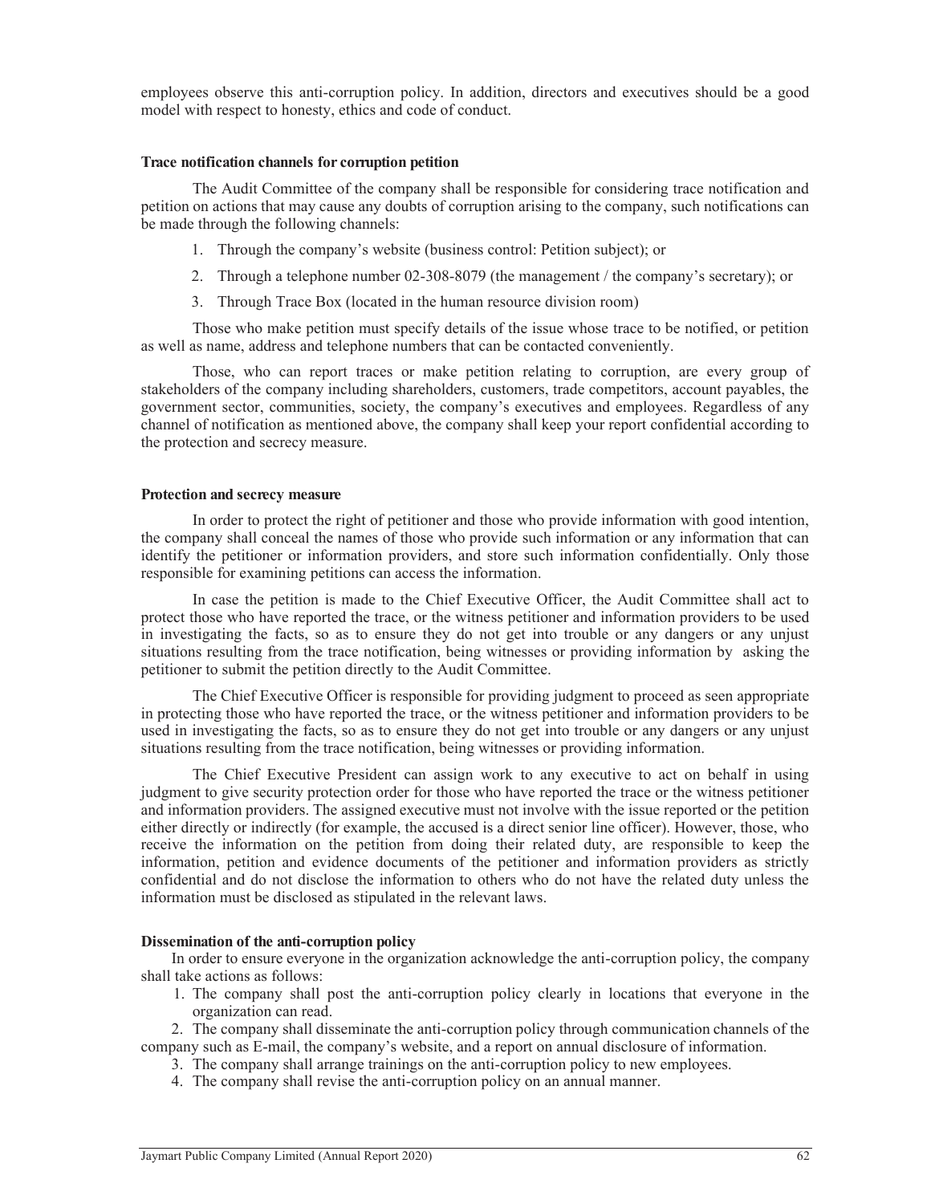employees observe this anti-corruption policy. In addition, directors and executives should be a good model with respect to honesty, ethics and code of conduct.

**Trace notification channels for corruption petition**

The Audit Committee of the company shall be responsible for considering trace notification and petition on actions that may cause any doubts of corruption arising to the company, such notifications can be made through the following channels:

1. Through the company's website (business control: Petition subject); or
2. Through a telephone number 02-308-8079 (the management / the company's secretary); or
3. Through Trace Box (located in the human resource division room)

Those who make petition must specify details of the issue whose trace to be notified, or petition as well as name, address and telephone numbers that can be contacted conveniently.

Those, who can report traces or make petition relating to corruption, are every group of stakeholders of the company including shareholders, customers, trade competitors, account payables, the government sector, communities, society, the company's executives and employees. Regardless of any channel of notification as mentioned above, the company shall keep your report confidential according to the protection and secrecy measure.

**Protection and secrecy measure**

In order to protect the right of petitioner and those who provide information with good intention, the company shall conceal the names of those who provide such information or any information that can identify the petitioner or information providers, and store such information confidentially. Only those responsible for examining petitions can access the information.

In case the petition is made to the Chief Executive Officer, the Audit Committee shall act to protect those who have reported the trace, or the witness petitioner and information providers to be used in investigating the facts, so as to ensure they do not get into trouble or any dangers or any unjust situations resulting from the trace notification, being witnesses or providing information by asking the petitioner to submit the petition directly to the Audit Committee.

The Chief Executive Officer is responsible for providing judgment to proceed as seen appropriate in protecting those who have reported the trace, or the witness petitioner and information providers to be used in investigating the facts, so as to ensure they do not get into trouble or any dangers or any unjust situations resulting from the trace notification, being witnesses or providing information.

The Chief Executive President can assign work to any executive to act on behalf in using judgment to give security protection order for those who have reported the trace or the witness petitioner and information providers. The assigned executive must not involve with the issue reported or the petition either directly or indirectly (for example, the accused is a direct senior line officer). However, those, who receive the information on the petition from doing their related duty, are responsible to keep the information, petition and evidence documents of the petitioner and information providers as strictly confidential and do not disclose the information to others who do not have the related duty unless the information must be disclosed as stipulated in the relevant laws.

**Dissemination of the anti-corruption policy**

In order to ensure everyone in the organization acknowledge the anti-corruption policy, the company shall take actions as follows:

1. The company shall post the anti-corruption policy clearly in locations that everyone in the organization can read.
2. The company shall disseminate the anti-corruption policy through communication channels of the company such as E-mail, the company's website, and a report on annual disclosure of information.
3. The company shall arrange trainings on the anti-corruption policy to new employees.
4. The company shall revise the anti-corruption policy on an annual manner.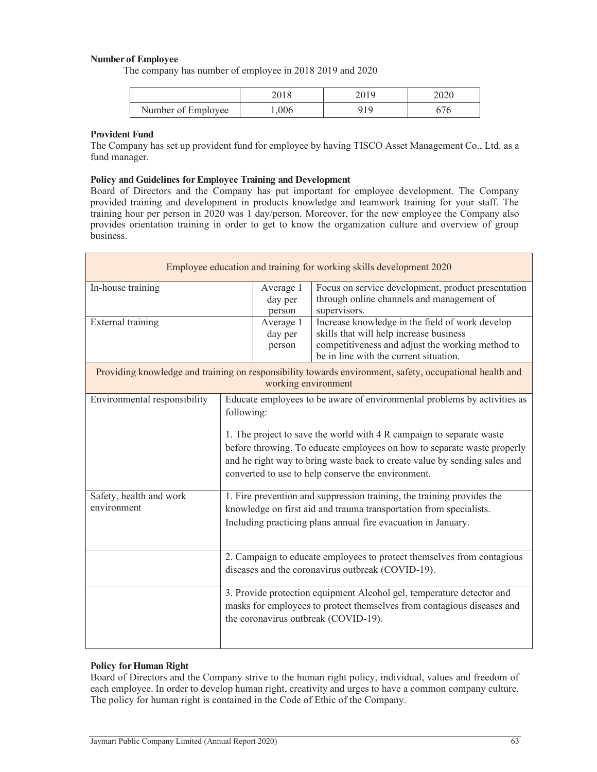**Number of Employee**

The company has number of employee in 2018 2019 and 2020

| | 2018 | 2019 | 2020 |
|---|---|---|---|
| Number of Employee | 1,006 | 919 | 676 |

**Provident Fund**

The Company has set up provident fund for employee by having TISCO Asset Management Co., Ltd. as a fund manager.

**Policy and Guidelines for Employee Training and Development**

Board of Directors and the Company has put important for employee development. The Company provided training and development in products knowledge and teamwork training for your staff. The training hour per person in 2020 was 1 day/person. Moreover, for the new employee the Company also provides orientation training in order to get to know the organization culture and overview of group business.

| Employee education and training for working skills development 2020 | | |
|---|---|---|
| In-house training | Average 1 day per person | Focus on service development, product presentation through online channels and management of supervisors. |
| External training | Average 1 day per person | Increase knowledge in the field of work develop skills that will help increase business competitiveness and adjust the working method to be in line with the current situation. |
| Providing knowledge and training on responsibility towards environment, safety, occupational health and working environment | | |
| Environmental responsibility | Educate employees to be aware of environmental problems by activities as following:<br><br>1. The project to save the world with 4 R campaign to separate waste before throwing. To educate employees on how to separate waste properly and he right way to bring waste back to create value by sending sales and converted to use to help conserve the environment. | |
| Safety, health and work environment | 1. Fire prevention and suppression training, the training provides the knowledge on first aid and trauma transportation from specialists. Including practicing plans annual fire evacuation in January. | |
| | 2. Campaign to educate employees to protect themselves from contagious diseases and the coronavirus outbreak (COVID-19). | |
| | 3. Provide protection equipment Alcohol gel, temperature detector and masks for employees to protect themselves from contagious diseases and the coronavirus outbreak (COVID-19). | |

**Policy for Human Right**

Board of Directors and the Company strive to the human right policy, individual, values and freedom of each employee. In order to develop human right, creativity and urges to have a common company culture. The policy for human right is contained in the Code of Ethic of the Company.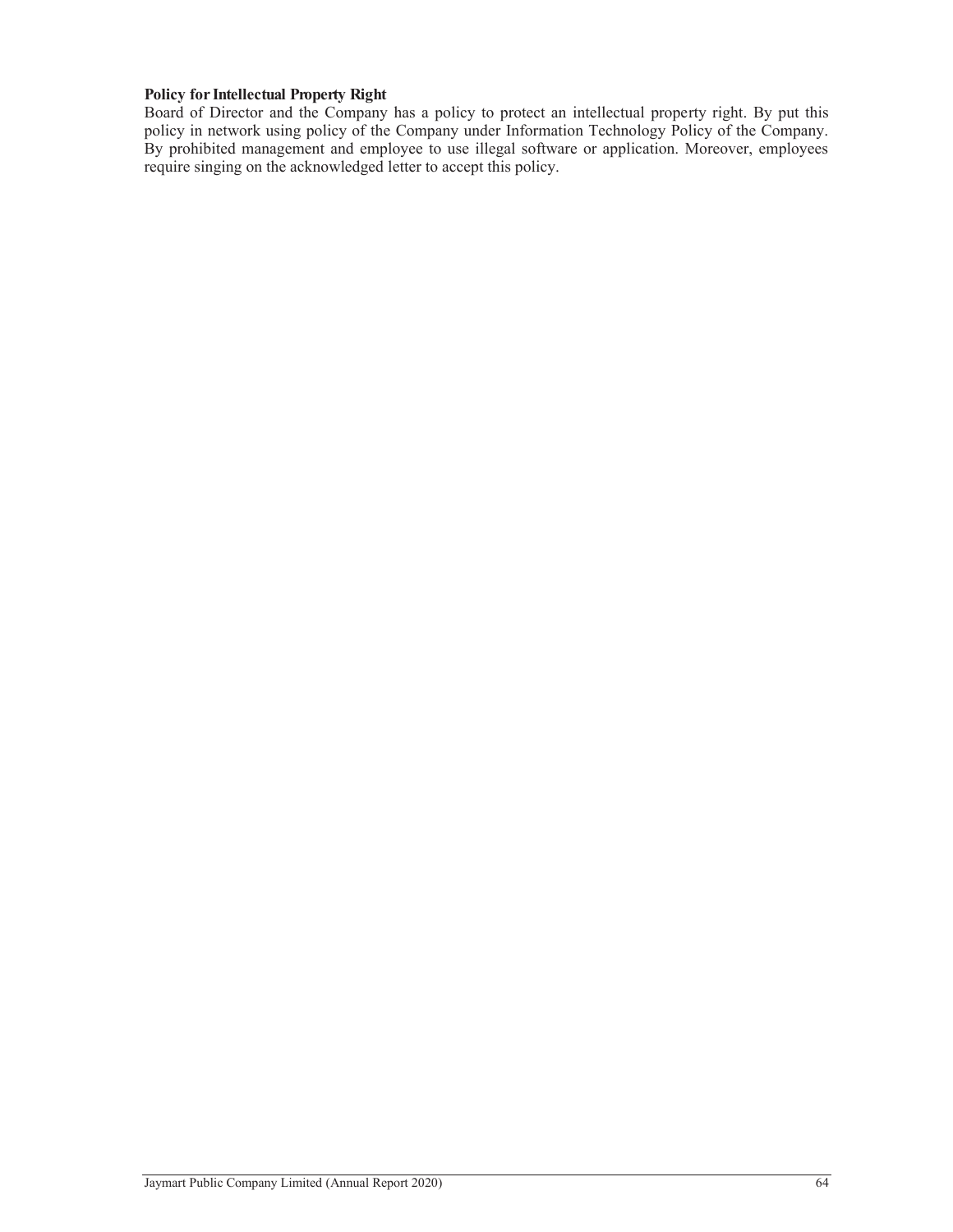**Policy for Intellectual Property Right**

Board of Director and the Company has a policy to protect an intellectual property right. By put this policy in network using policy of the Company under Information Technology Policy of the Company. By prohibited management and employee to use illegal software or application. Moreover, employees require singing on the acknowledged letter to accept this policy.